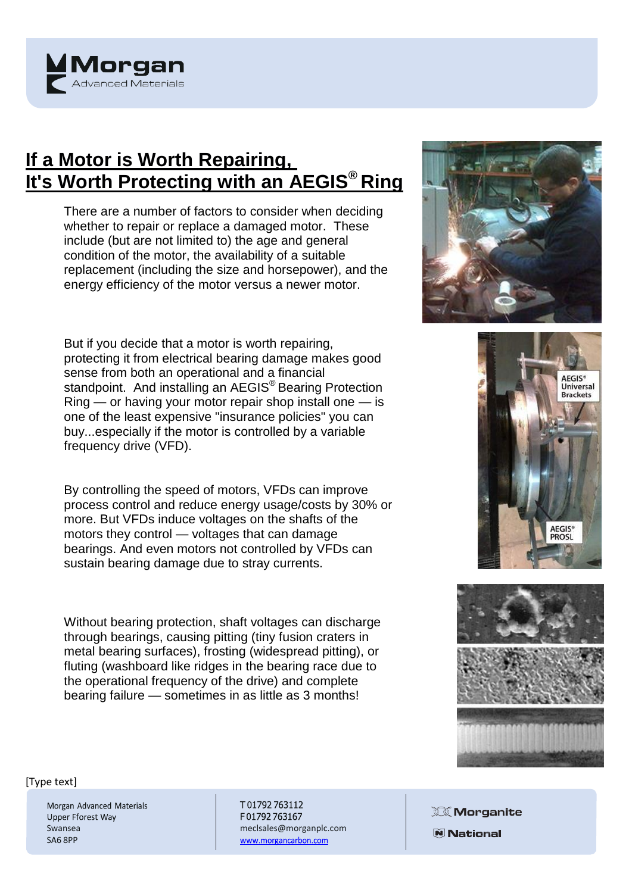# If a Motor is Worth Repairing, It's Worth Protecting with an AEGIS® Ring

There are a number of factors to consider when deciding whether to repair or replace a damaged motor. These include (but are not limited to) the age and general condition of the motor, the availability of a suitable replacement (including the size and horsepower), and the energy efficiency of the motor versus a newer motor.

But if you decide that a motor is worth repairing, protecting it from electrical bearing damage makes good sense from both an operational and a financial standpoint. And installing an AEGIS® Bearing Protection Ring — or having your motor repair shop install one — is one of the least expensive "insurance policies" you can buy...especially if the motor is controlled by a variable frequency drive (VFD).

By controlling the speed of motors, VFDs can improve process control and reduce energy usage/costs by 30% or more. But VFDs induce voltages on the shafts of the motors they control — voltages that can damage bearings. And even motors not controlled by VFDs can sustain bearing damage due to stray currents.

Without bearing protection, shaft voltages can discharge through bearings, causing pitting (tiny fusion craters in metal bearing surfaces), frosting (widespread pitting), or fluting (washboard like ridges in the bearing race due to the operational frequency of the drive) and complete bearing failure — sometimes in as little as 3 months!

[Type text]

Morgan Advanced Materials
Upper Fforest Way
Swansea
SA6 8PP

T 01792 763112
F 01792 763167
meclsales@morganplc.com
www.morgancarbon.com

Morganite
National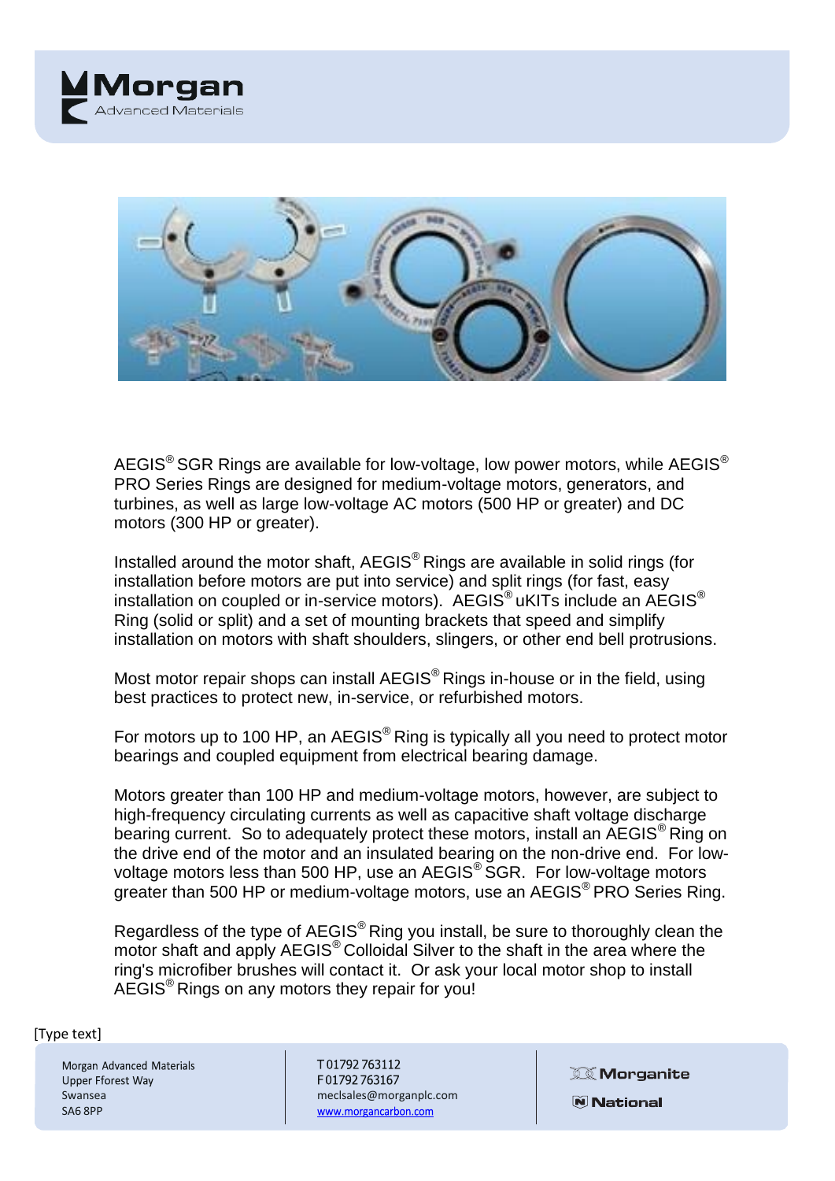AEGIS® SGR Rings are available for low-voltage, low power motors, while AEGIS® PRO Series Rings are designed for medium-voltage motors, generators, and turbines, as well as large low-voltage AC motors (500 HP or greater) and DC motors (300 HP or greater).

Installed around the motor shaft, AEGIS® Rings are available in solid rings (for installation before motors are put into service) and split rings (for fast, easy installation on coupled or in-service motors). AEGIS® uKITs include an AEGIS® Ring (solid or split) and a set of mounting brackets that speed and simplify installation on motors with shaft shoulders, slingers, or other end bell protrusions.

Most motor repair shops can install AEGIS® Rings in-house or in the field, using best practices to protect new, in-service, or refurbished motors.

For motors up to 100 HP, an AEGIS® Ring is typically all you need to protect motor bearings and coupled equipment from electrical bearing damage.

Motors greater than 100 HP and medium-voltage motors, however, are subject to high-frequency circulating currents as well as capacitive shaft voltage discharge bearing current. So to adequately protect these motors, install an AEGIS® Ring on the drive end of the motor and an insulated bearing on the non-drive end. For low-voltage motors less than 500 HP, use an AEGIS® SGR. For low-voltage motors greater than 500 HP or medium-voltage motors, use an AEGIS® PRO Series Ring.

Regardless of the type of AEGIS® Ring you install, be sure to thoroughly clean the motor shaft and apply AEGIS® Colloidal Silver to the shaft in the area where the ring's microfiber brushes will contact it. Or ask your local motor shop to install AEGIS® Rings on any motors they repair for you!

[Type text]

Morgan Advanced Materials
Upper Fforest Way
Swansea
SA6 8PP

T 01792 763112
F 01792 763167
meclsales@morganplc.com
www.morgancarbon.com

Morganite
National